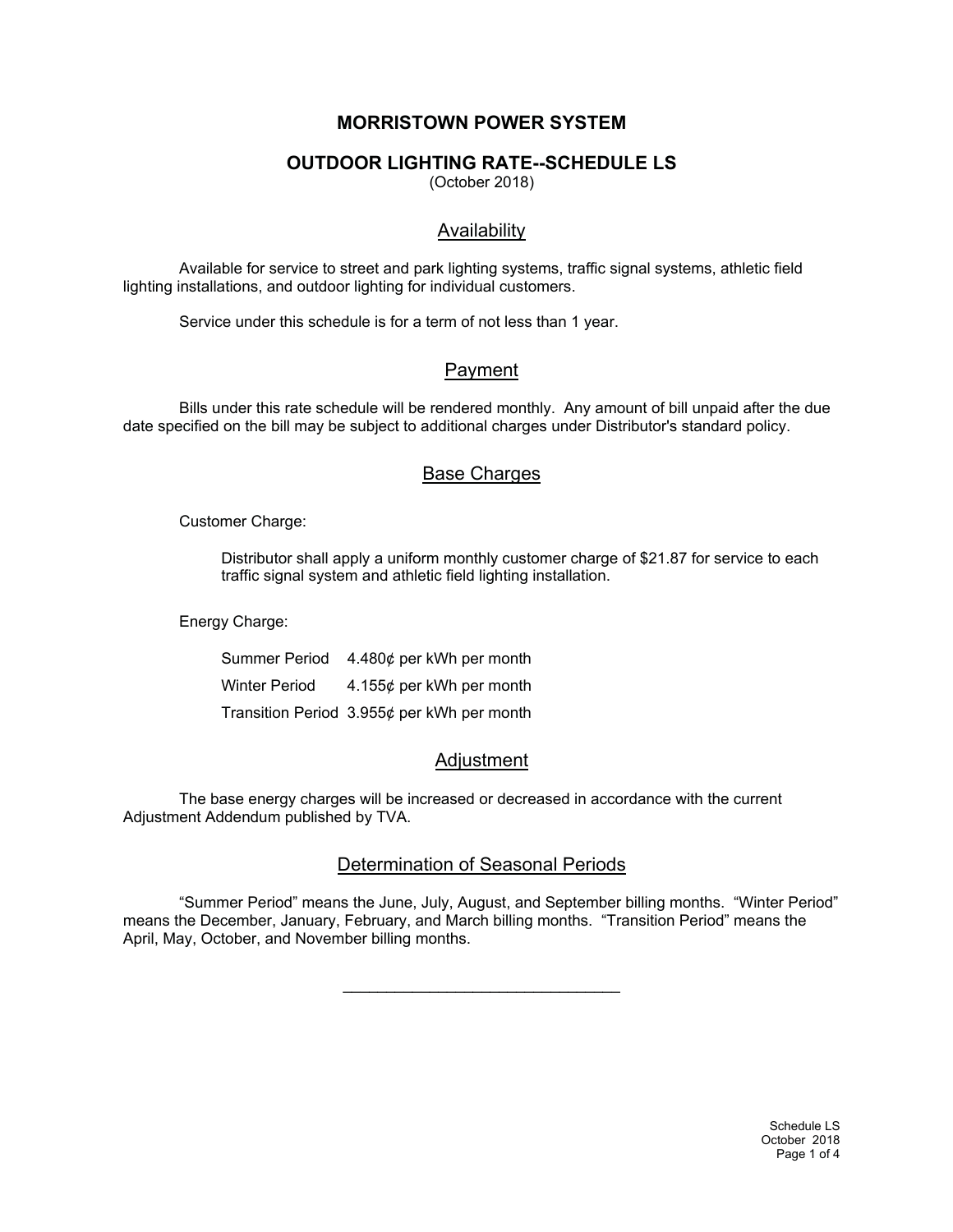# MORRISTOWN POWER SYSTEM

## OUTDOOR LIGHTING RATE--SCHEDULE LS

(October 2018)

### Availability

Available for service to street and park lighting systems, traffic signal systems, athletic field lighting installations, and outdoor lighting for individual customers.

Service under this schedule is for a term of not less than 1 year.

### Payment

Bills under this rate schedule will be rendered monthly. Any amount of bill unpaid after the due date specified on the bill may be subject to additional charges under Distributor's standard policy.

### Base Charges

Customer Charge:

Distributor shall apply a uniform monthly customer charge of $21.87 for service to each traffic signal system and athletic field lighting installation.

Energy Charge:

| | |
|---|---|
| Summer Period | 4.480¢ per kWh per month |
| Winter Period | 4.155¢ per kWh per month |
| Transition Period | 3.955¢ per kWh per month |

### Adjustment

The base energy charges will be increased or decreased in accordance with the current Adjustment Addendum published by TVA.

### Determination of Seasonal Periods

"Summer Period" means the June, July, August, and September billing months. "Winter Period" means the December, January, February, and March billing months. "Transition Period" means the April, May, October, and November billing months.

---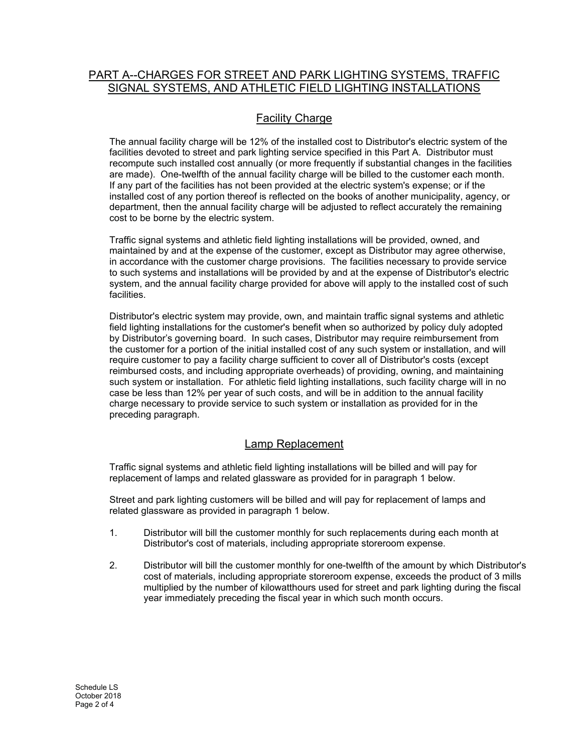## PART A--CHARGES FOR STREET AND PARK LIGHTING SYSTEMS, TRAFFIC SIGNAL SYSTEMS, AND ATHLETIC FIELD LIGHTING INSTALLATIONS

### Facility Charge

The annual facility charge will be 12% of the installed cost to Distributor's electric system of the facilities devoted to street and park lighting service specified in this Part A. Distributor must recompute such installed cost annually (or more frequently if substantial changes in the facilities are made). One-twelfth of the annual facility charge will be billed to the customer each month. If any part of the facilities has not been provided at the electric system's expense; or if the installed cost of any portion thereof is reflected on the books of another municipality, agency, or department, then the annual facility charge will be adjusted to reflect accurately the remaining cost to be borne by the electric system.

Traffic signal systems and athletic field lighting installations will be provided, owned, and maintained by and at the expense of the customer, except as Distributor may agree otherwise, in accordance with the customer charge provisions. The facilities necessary to provide service to such systems and installations will be provided by and at the expense of Distributor's electric system, and the annual facility charge provided for above will apply to the installed cost of such facilities.

Distributor's electric system may provide, own, and maintain traffic signal systems and athletic field lighting installations for the customer's benefit when so authorized by policy duly adopted by Distributor's governing board. In such cases, Distributor may require reimbursement from the customer for a portion of the initial installed cost of any such system or installation, and will require customer to pay a facility charge sufficient to cover all of Distributor's costs (except reimbursed costs, and including appropriate overheads) of providing, owning, and maintaining such system or installation. For athletic field lighting installations, such facility charge will in no case be less than 12% per year of such costs, and will be in addition to the annual facility charge necessary to provide service to such system or installation as provided for in the preceding paragraph.

### Lamp Replacement

Traffic signal systems and athletic field lighting installations will be billed and will pay for replacement of lamps and related glassware as provided for in paragraph 1 below.

Street and park lighting customers will be billed and will pay for replacement of lamps and related glassware as provided in paragraph 1 below.

1. Distributor will bill the customer monthly for such replacements during each month at Distributor's cost of materials, including appropriate storeroom expense.

2. Distributor will bill the customer monthly for one-twelfth of the amount by which Distributor's cost of materials, including appropriate storeroom expense, exceeds the product of 3 mills multiplied by the number of kilowatthours used for street and park lighting during the fiscal year immediately preceding the fiscal year in which such month occurs.

Schedule LS
October 2018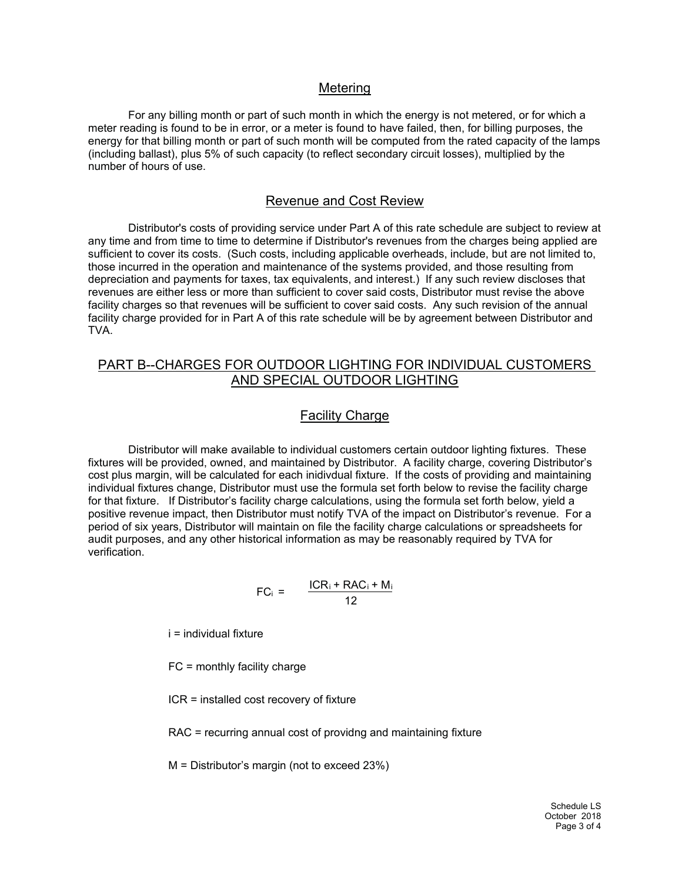## Metering

For any billing month or part of such month in which the energy is not metered, or for which a meter reading is found to be in error, or a meter is found to have failed, then, for billing purposes, the energy for that billing month or part of such month will be computed from the rated capacity of the lamps (including ballast), plus 5% of such capacity (to reflect secondary circuit losses), multiplied by the number of hours of use.

## Revenue and Cost Review

Distributor's costs of providing service under Part A of this rate schedule are subject to review at any time and from time to time to determine if Distributor's revenues from the charges being applied are sufficient to cover its costs. (Such costs, including applicable overheads, include, but are not limited to, those incurred in the operation and maintenance of the systems provided, and those resulting from depreciation and payments for taxes, tax equivalents, and interest.) If any such review discloses that revenues are either less or more than sufficient to cover said costs, Distributor must revise the above facility charges so that revenues will be sufficient to cover said costs. Any such revision of the annual facility charge provided for in Part A of this rate schedule will be by agreement between Distributor and TVA.

# PART B--CHARGES FOR OUTDOOR LIGHTING FOR INDIVIDUAL CUSTOMERS AND SPECIAL OUTDOOR LIGHTING

## Facility Charge

Distributor will make available to individual customers certain outdoor lighting fixtures. These fixtures will be provided, owned, and maintained by Distributor. A facility charge, covering Distributor's cost plus margin, will be calculated for each inidivdual fixture. If the costs of providing and maintaining individual fixtures change, Distributor must use the formula set forth below to revise the facility charge for that fixture. If Distributor's facility charge calculations, using the formula set forth below, yield a positive revenue impact, then Distributor must notify TVA of the impact on Distributor's revenue. For a period of six years, Distributor will maintain on file the facility charge calculations or spreadsheets for audit purposes, and any other historical information as may be reasonably required by TVA for verification.

$$FC_i = \frac{ICR_i + RAC_i + M_i}{12}$$

i = individual fixture

FC = monthly facility charge

ICR = installed cost recovery of fixture

RAC = recurring annual cost of providng and maintaining fixture

M = Distributor's margin (not to exceed 23%)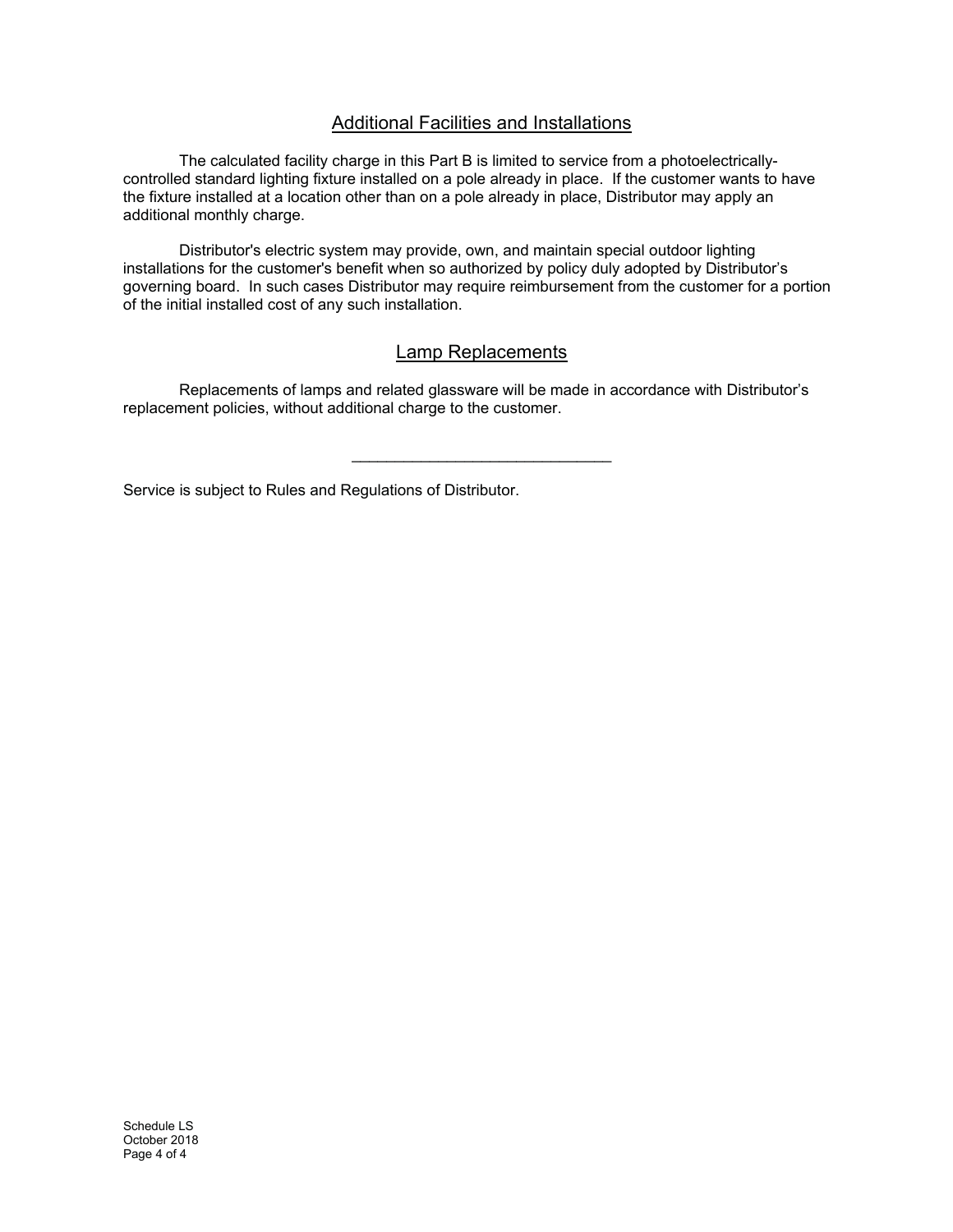## Additional Facilities and Installations

The calculated facility charge in this Part B is limited to service from a photoelectrically-controlled standard lighting fixture installed on a pole already in place. If the customer wants to have the fixture installed at a location other than on a pole already in place, Distributor may apply an additional monthly charge.

Distributor's electric system may provide, own, and maintain special outdoor lighting installations for the customer's benefit when so authorized by policy duly adopted by Distributor's governing board. In such cases Distributor may require reimbursement from the customer for a portion of the initial installed cost of any such installation.

## Lamp Replacements

Replacements of lamps and related glassware will be made in accordance with Distributor's replacement policies, without additional charge to the customer.

---

Service is subject to Rules and Regulations of Distributor.

Schedule LS
October 2018